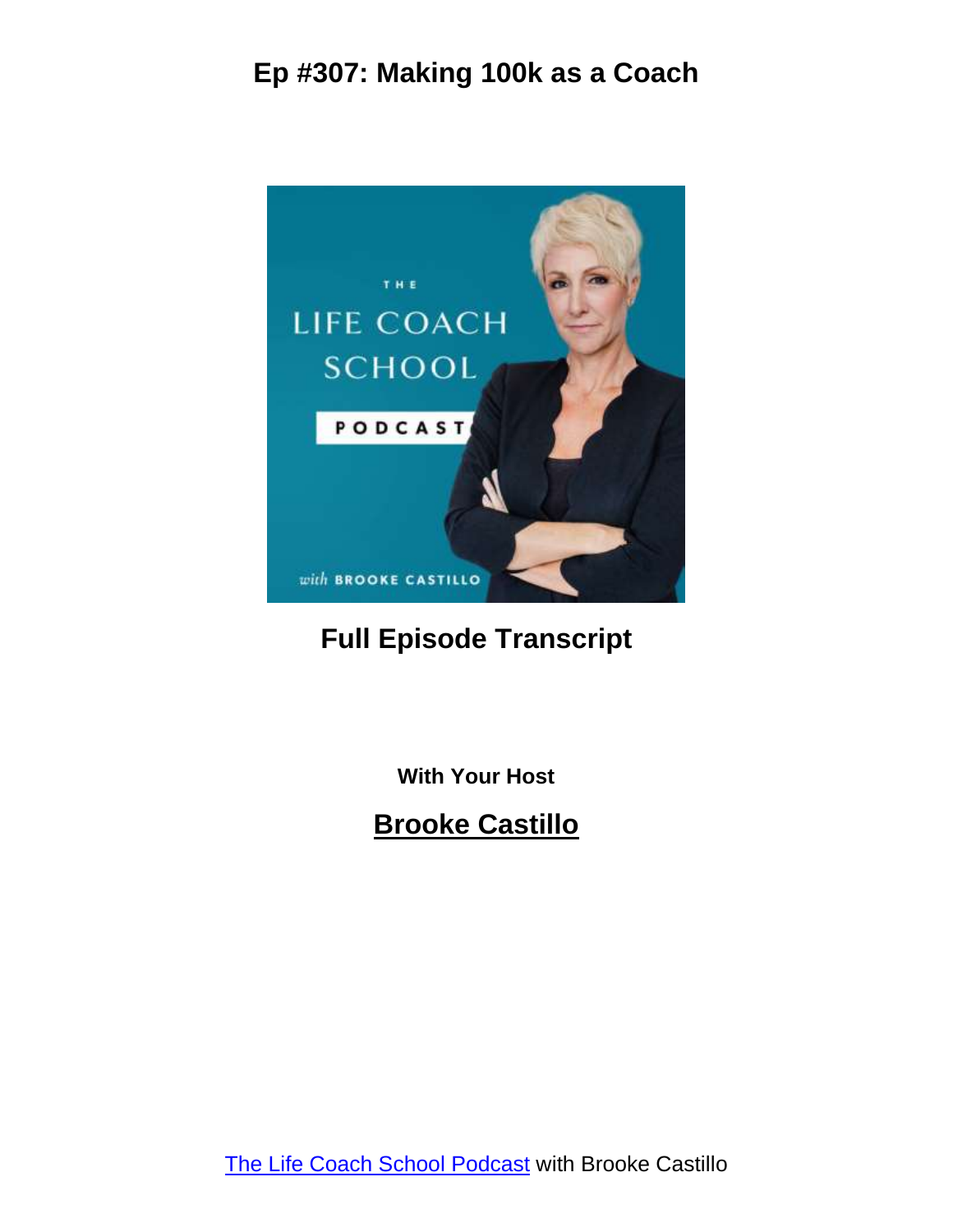# Ep #307: Making 100k as a Coach

**Full Episode Transcript**

**With Your Host**

**Brooke Castillo**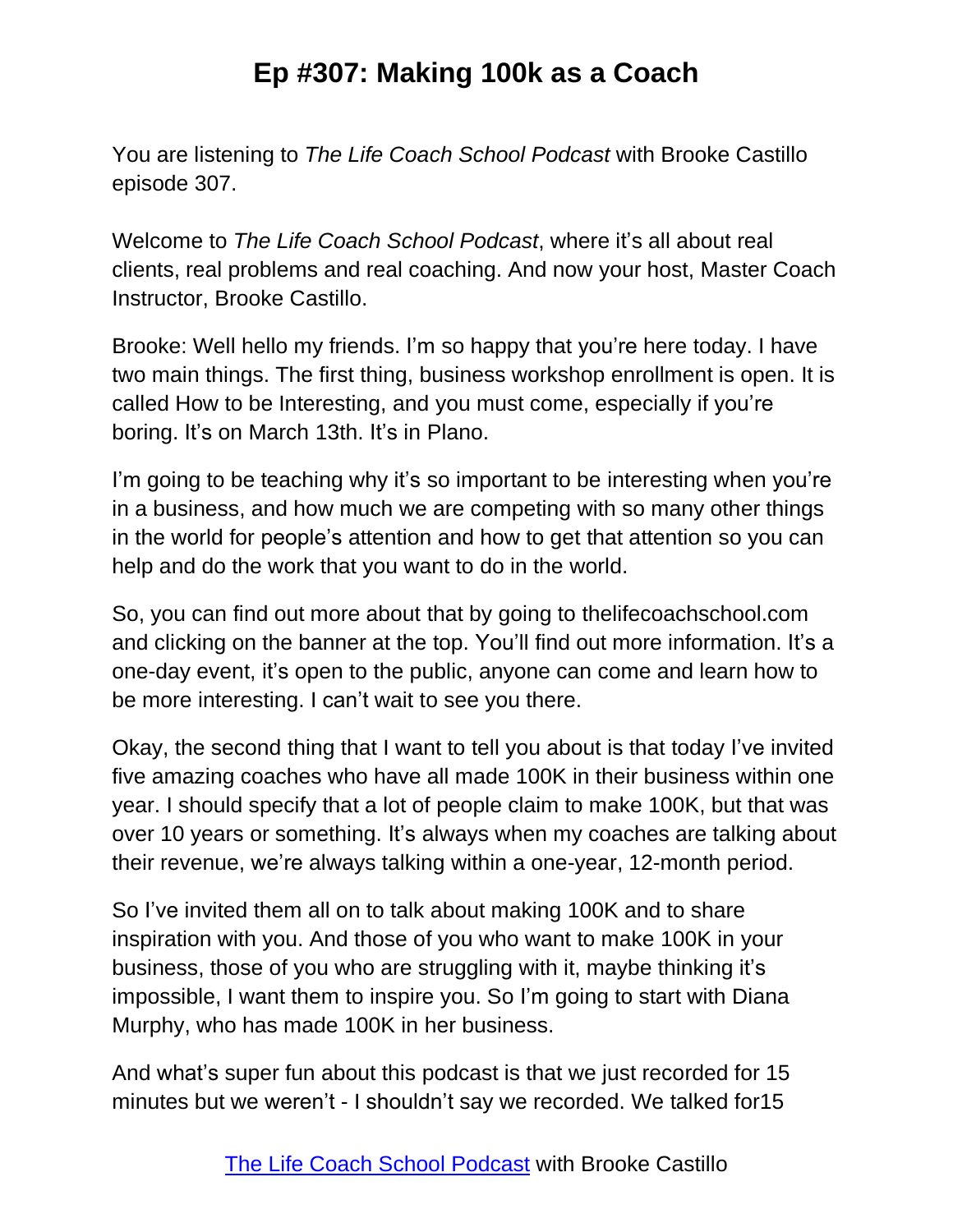# Ep #307: Making 100k as a Coach

You are listening to *The Life Coach School Podcast* with Brooke Castillo episode 307.

Welcome to *The Life Coach School Podcast*, where it's all about real clients, real problems and real coaching. And now your host, Master Coach Instructor, Brooke Castillo.

Brooke: Well hello my friends. I'm so happy that you're here today. I have two main things. The first thing, business workshop enrollment is open. It is called How to be Interesting, and you must come, especially if you're boring. It's on March 13th. It's in Plano.

I'm going to be teaching why it's so important to be interesting when you're in a business, and how much we are competing with so many other things in the world for people's attention and how to get that attention so you can help and do the work that you want to do in the world.

So, you can find out more about that by going to thelifecoachschool.com and clicking on the banner at the top. You'll find out more information. It's a one-day event, it's open to the public, anyone can come and learn how to be more interesting. I can't wait to see you there.

Okay, the second thing that I want to tell you about is that today I've invited five amazing coaches who have all made 100K in their business within one year. I should specify that a lot of people claim to make 100K, but that was over 10 years or something. It's always when my coaches are talking about their revenue, we're always talking within a one-year, 12-month period.

So I've invited them all on to talk about making 100K and to share inspiration with you. And those of you who want to make 100K in your business, those of you who are struggling with it, maybe thinking it's impossible, I want them to inspire you. So I'm going to start with Diana Murphy, who has made 100K in her business.

And what's super fun about this podcast is that we just recorded for 15 minutes but we weren't - I shouldn't say we recorded. We talked for15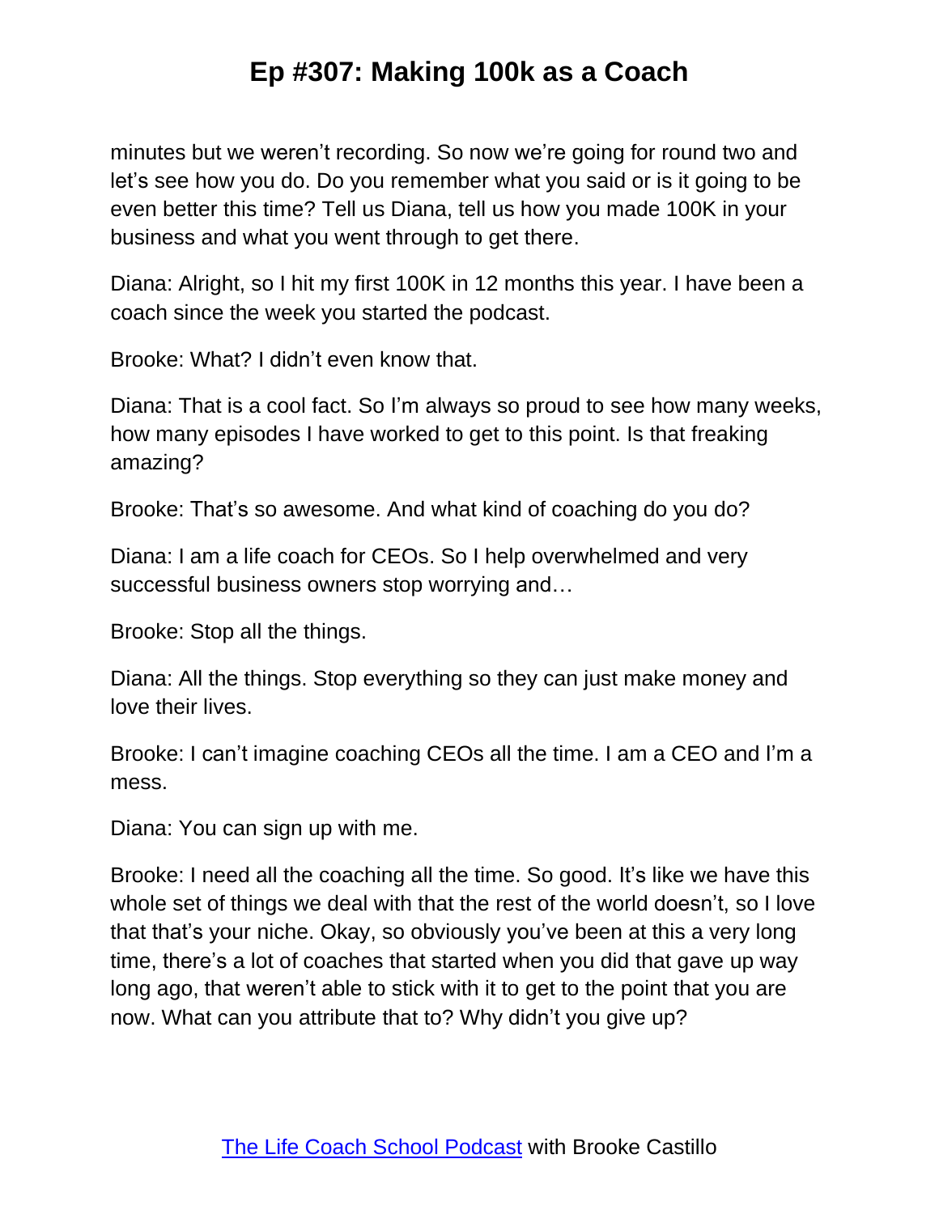minutes but we weren't recording. So now we're going for round two and let's see how you do. Do you remember what you said or is it going to be even better this time? Tell us Diana, tell us how you made 100K in your business and what you went through to get there.

Diana: Alright, so I hit my first 100K in 12 months this year. I have been a coach since the week you started the podcast.

Brooke: What? I didn't even know that.

Diana: That is a cool fact. So I'm always so proud to see how many weeks, how many episodes I have worked to get to this point. Is that freaking amazing?

Brooke: That's so awesome. And what kind of coaching do you do?

Diana: I am a life coach for CEOs. So I help overwhelmed and very successful business owners stop worrying and…

Brooke: Stop all the things.

Diana: All the things. Stop everything so they can just make money and love their lives.

Brooke: I can't imagine coaching CEOs all the time. I am a CEO and I'm a mess.

Diana: You can sign up with me.

Brooke: I need all the coaching all the time. So good. It's like we have this whole set of things we deal with that the rest of the world doesn't, so I love that that's your niche. Okay, so obviously you've been at this a very long time, there's a lot of coaches that started when you did that gave up way long ago, that weren't able to stick with it to get to the point that you are now. What can you attribute that to? Why didn't you give up?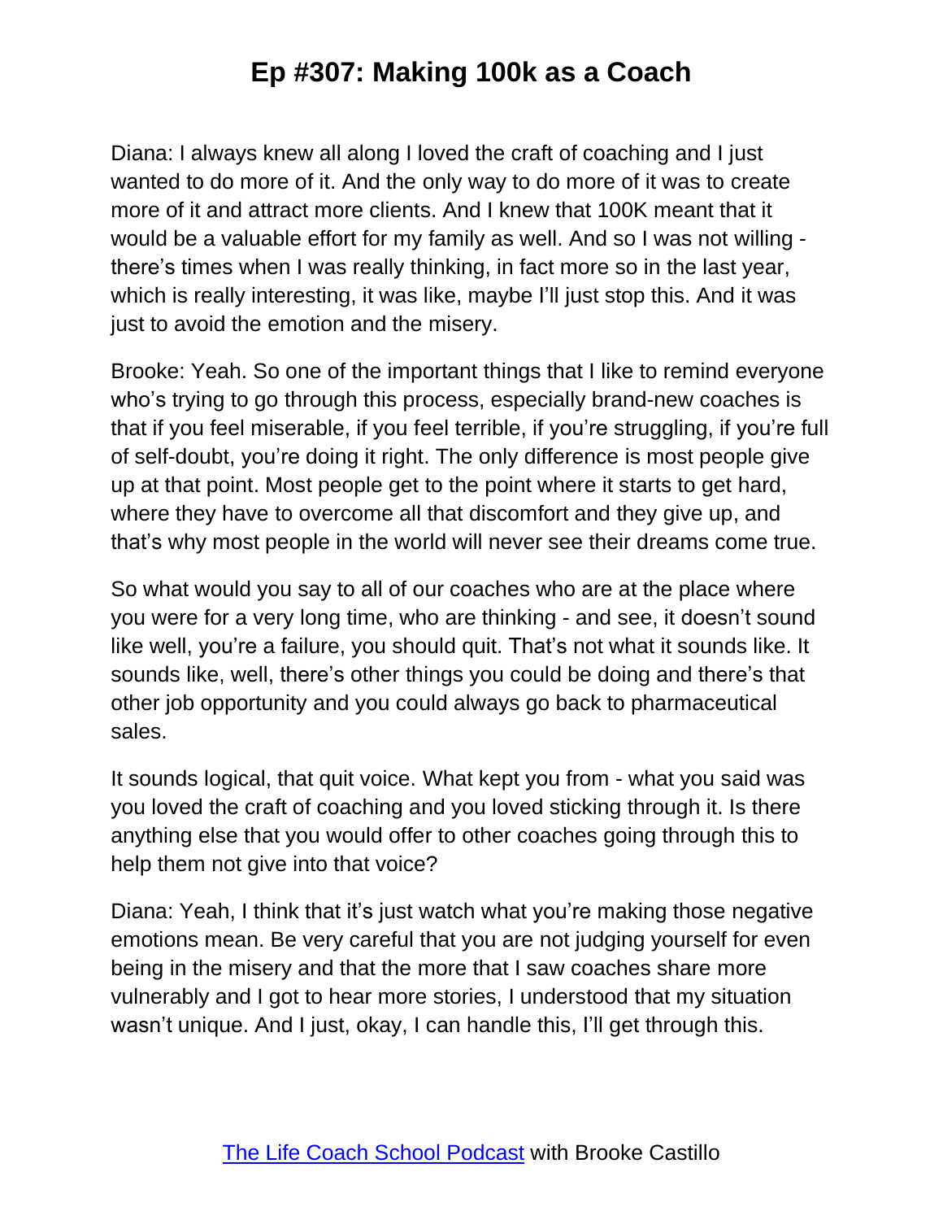Diana: I always knew all along I loved the craft of coaching and I just wanted to do more of it. And the only way to do more of it was to create more of it and attract more clients. And I knew that 100K meant that it would be a valuable effort for my family as well. And so I was not willing - there's times when I was really thinking, in fact more so in the last year, which is really interesting, it was like, maybe I'll just stop this. And it was just to avoid the emotion and the misery.

Brooke: Yeah. So one of the important things that I like to remind everyone who's trying to go through this process, especially brand-new coaches is that if you feel miserable, if you feel terrible, if you're struggling, if you're full of self-doubt, you're doing it right. The only difference is most people give up at that point. Most people get to the point where it starts to get hard, where they have to overcome all that discomfort and they give up, and that's why most people in the world will never see their dreams come true.

So what would you say to all of our coaches who are at the place where you were for a very long time, who are thinking - and see, it doesn't sound like well, you're a failure, you should quit. That's not what it sounds like. It sounds like, well, there's other things you could be doing and there's that other job opportunity and you could always go back to pharmaceutical sales.

It sounds logical, that quit voice. What kept you from - what you said was you loved the craft of coaching and you loved sticking through it. Is there anything else that you would offer to other coaches going through this to help them not give into that voice?

Diana: Yeah, I think that it's just watch what you're making those negative emotions mean. Be very careful that you are not judging yourself for even being in the misery and that the more that I saw coaches share more vulnerably and I got to hear more stories, I understood that my situation wasn't unique. And I just, okay, I can handle this, I'll get through this.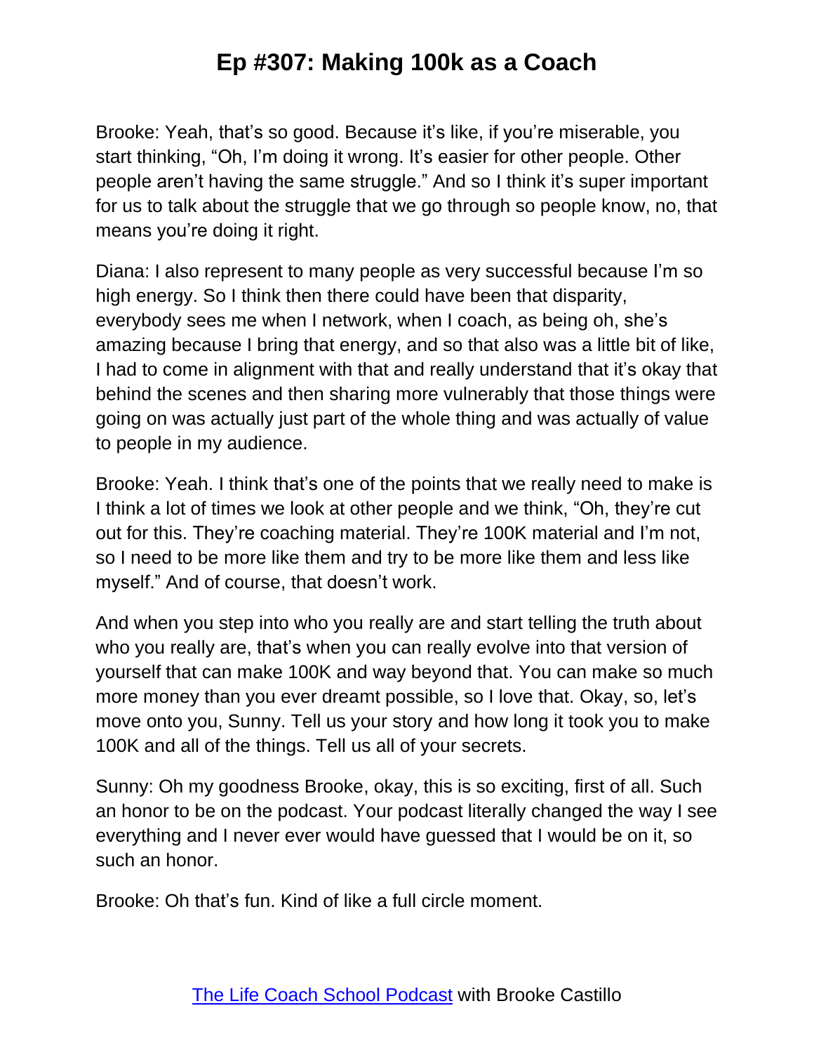Brooke: Yeah, that's so good. Because it's like, if you're miserable, you start thinking, "Oh, I'm doing it wrong. It's easier for other people. Other people aren't having the same struggle." And so I think it's super important for us to talk about the struggle that we go through so people know, no, that means you're doing it right.

Diana: I also represent to many people as very successful because I'm so high energy. So I think then there could have been that disparity, everybody sees me when I network, when I coach, as being oh, she's amazing because I bring that energy, and so that also was a little bit of like, I had to come in alignment with that and really understand that it's okay that behind the scenes and then sharing more vulnerably that those things were going on was actually just part of the whole thing and was actually of value to people in my audience.

Brooke: Yeah. I think that's one of the points that we really need to make is I think a lot of times we look at other people and we think, "Oh, they're cut out for this. They're coaching material. They're 100K material and I'm not, so I need to be more like them and try to be more like them and less like myself." And of course, that doesn't work.

And when you step into who you really are and start telling the truth about who you really are, that's when you can really evolve into that version of yourself that can make 100K and way beyond that. You can make so much more money than you ever dreamt possible, so I love that. Okay, so, let's move onto you, Sunny. Tell us your story and how long it took you to make 100K and all of the things. Tell us all of your secrets.

Sunny: Oh my goodness Brooke, okay, this is so exciting, first of all. Such an honor to be on the podcast. Your podcast literally changed the way I see everything and I never ever would have guessed that I would be on it, so such an honor.

Brooke: Oh that's fun. Kind of like a full circle moment.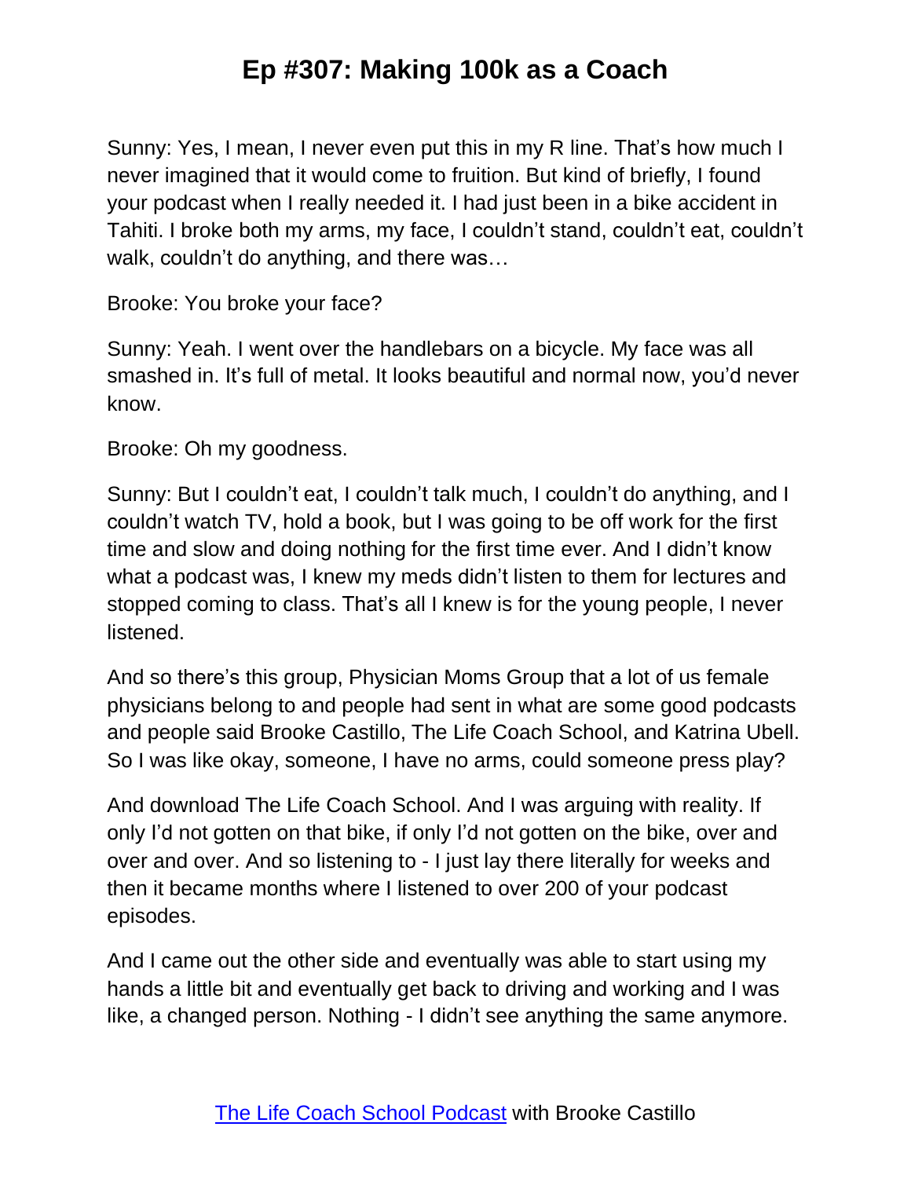Sunny: Yes, I mean, I never even put this in my R line. That's how much I never imagined that it would come to fruition. But kind of briefly, I found your podcast when I really needed it. I had just been in a bike accident in Tahiti. I broke both my arms, my face, I couldn't stand, couldn't eat, couldn't walk, couldn't do anything, and there was…

Brooke: You broke your face?

Sunny: Yeah. I went over the handlebars on a bicycle. My face was all smashed in. It's full of metal. It looks beautiful and normal now, you'd never know.

Brooke: Oh my goodness.

Sunny: But I couldn't eat, I couldn't talk much, I couldn't do anything, and I couldn't watch TV, hold a book, but I was going to be off work for the first time and slow and doing nothing for the first time ever. And I didn't know what a podcast was, I knew my meds didn't listen to them for lectures and stopped coming to class. That's all I knew is for the young people, I never listened.

And so there's this group, Physician Moms Group that a lot of us female physicians belong to and people had sent in what are some good podcasts and people said Brooke Castillo, The Life Coach School, and Katrina Ubell. So I was like okay, someone, I have no arms, could someone press play?

And download The Life Coach School. And I was arguing with reality. If only I'd not gotten on that bike, if only I'd not gotten on the bike, over and over and over. And so listening to - I just lay there literally for weeks and then it became months where I listened to over 200 of your podcast episodes.

And I came out the other side and eventually was able to start using my hands a little bit and eventually get back to driving and working and I was like, a changed person. Nothing - I didn't see anything the same anymore.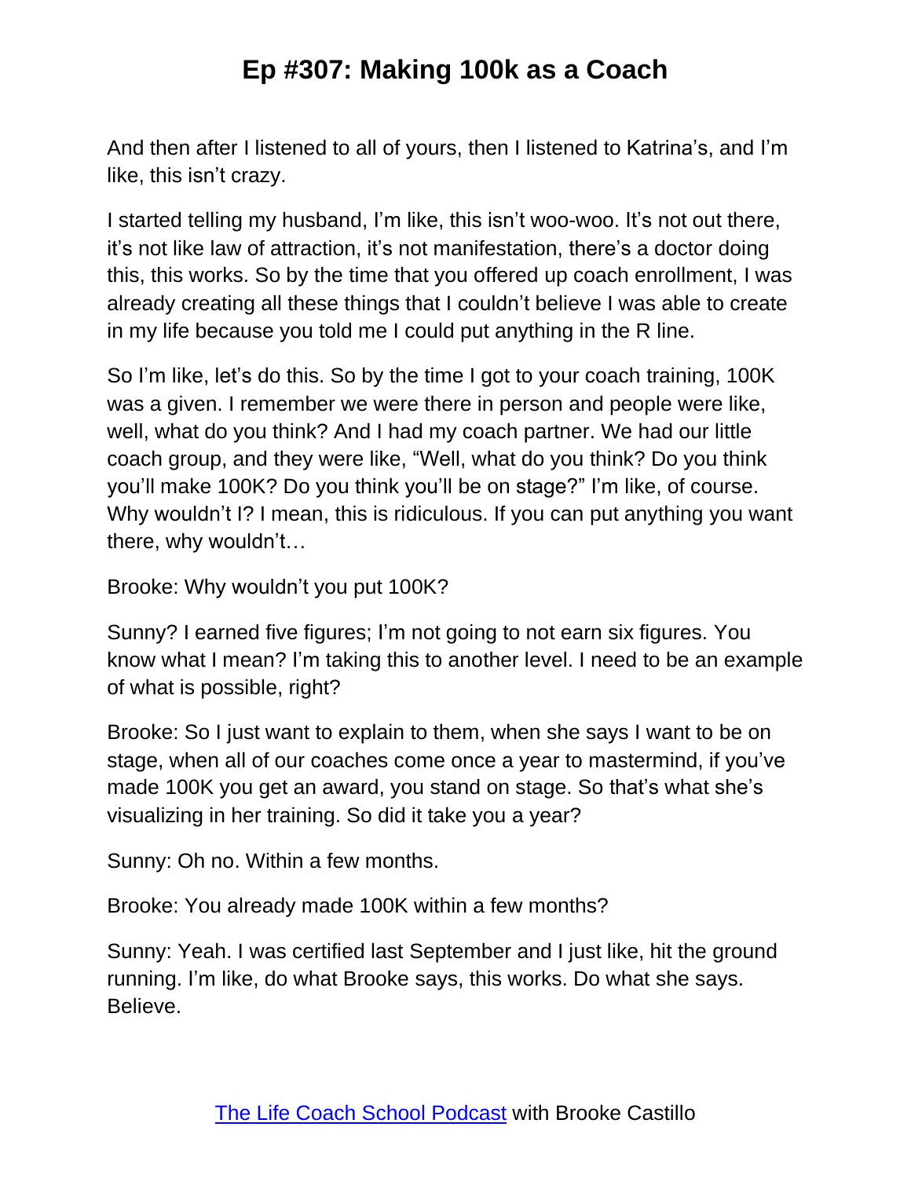And then after I listened to all of yours, then I listened to Katrina's, and I'm like, this isn't crazy.

I started telling my husband, I'm like, this isn't woo-woo. It's not out there, it's not like law of attraction, it's not manifestation, there's a doctor doing this, this works. So by the time that you offered up coach enrollment, I was already creating all these things that I couldn't believe I was able to create in my life because you told me I could put anything in the R line.

So I'm like, let's do this. So by the time I got to your coach training, 100K was a given. I remember we were there in person and people were like, well, what do you think? And I had my coach partner. We had our little coach group, and they were like, "Well, what do you think? Do you think you'll make 100K? Do you think you'll be on stage?" I'm like, of course. Why wouldn't I? I mean, this is ridiculous. If you can put anything you want there, why wouldn't…

Brooke: Why wouldn't you put 100K?

Sunny? I earned five figures; I'm not going to not earn six figures. You know what I mean? I'm taking this to another level. I need to be an example of what is possible, right?

Brooke: So I just want to explain to them, when she says I want to be on stage, when all of our coaches come once a year to mastermind, if you've made 100K you get an award, you stand on stage. So that's what she's visualizing in her training. So did it take you a year?

Sunny: Oh no. Within a few months.

Brooke: You already made 100K within a few months?

Sunny: Yeah. I was certified last September and I just like, hit the ground running. I'm like, do what Brooke says, this works. Do what she says. Believe.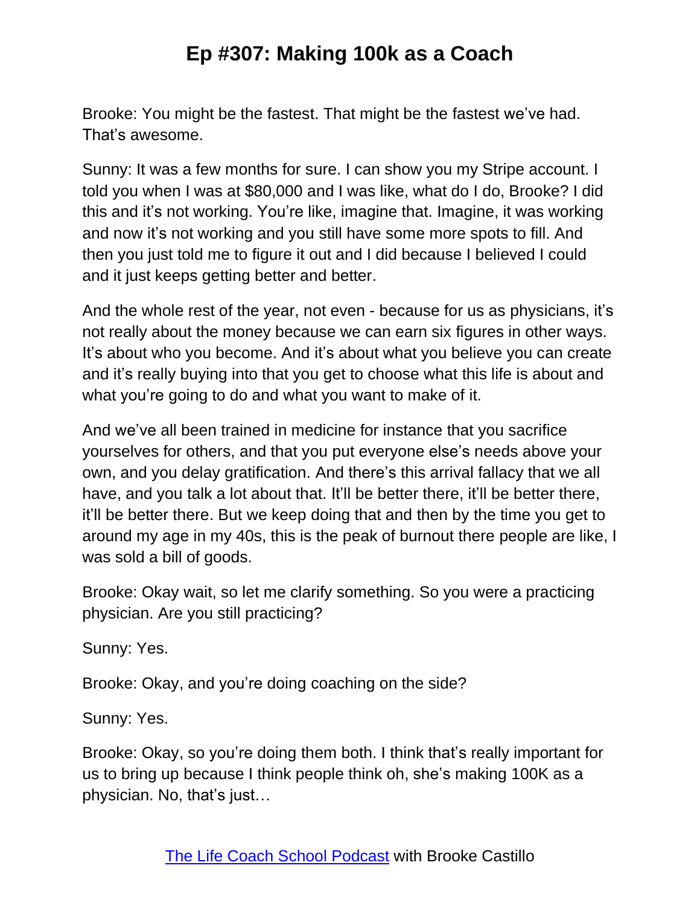Brooke: You might be the fastest. That might be the fastest we've had. That's awesome.

Sunny: It was a few months for sure. I can show you my Stripe account. I told you when I was at $80,000 and I was like, what do I do, Brooke? I did this and it's not working. You're like, imagine that. Imagine, it was working and now it's not working and you still have some more spots to fill. And then you just told me to figure it out and I did because I believed I could and it just keeps getting better and better.

And the whole rest of the year, not even - because for us as physicians, it's not really about the money because we can earn six figures in other ways. It's about who you become. And it's about what you believe you can create and it's really buying into that you get to choose what this life is about and what you're going to do and what you want to make of it.

And we've all been trained in medicine for instance that you sacrifice yourselves for others, and that you put everyone else's needs above your own, and you delay gratification. And there's this arrival fallacy that we all have, and you talk a lot about that. It'll be better there, it'll be better there, it'll be better there. But we keep doing that and then by the time you get to around my age in my 40s, this is the peak of burnout there people are like, I was sold a bill of goods.

Brooke: Okay wait, so let me clarify something. So you were a practicing physician. Are you still practicing?

Sunny: Yes.

Brooke: Okay, and you're doing coaching on the side?

Sunny: Yes.

Brooke: Okay, so you're doing them both. I think that's really important for us to bring up because I think people think oh, she's making 100K as a physician. No, that's just…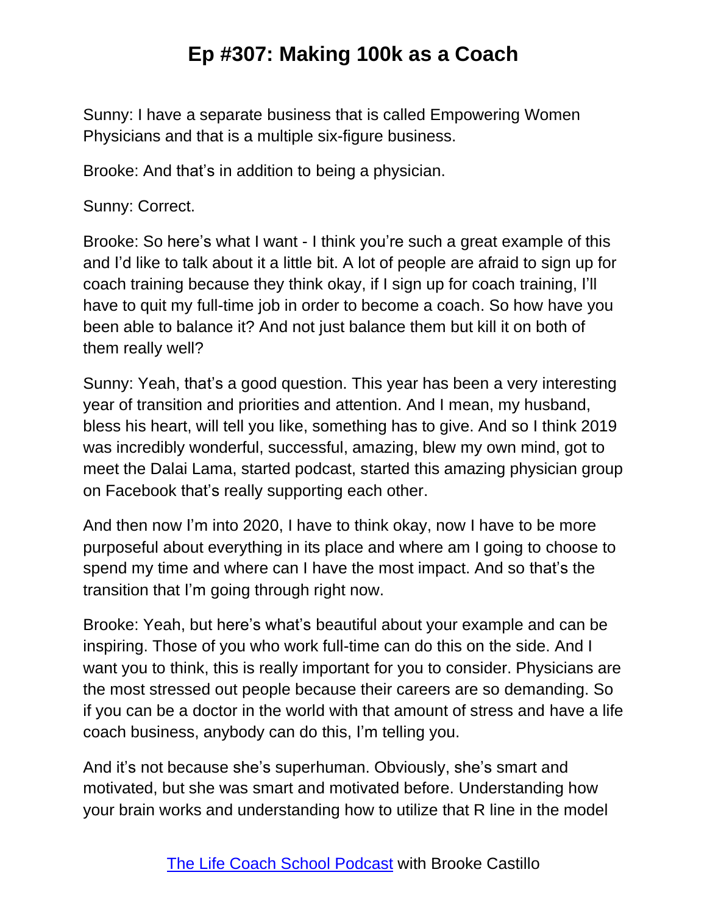Sunny: I have a separate business that is called Empowering Women Physicians and that is a multiple six-figure business.

Brooke: And that's in addition to being a physician.

Sunny: Correct.

Brooke: So here's what I want - I think you're such a great example of this and I'd like to talk about it a little bit. A lot of people are afraid to sign up for coach training because they think okay, if I sign up for coach training, I'll have to quit my full-time job in order to become a coach. So how have you been able to balance it? And not just balance them but kill it on both of them really well?

Sunny: Yeah, that's a good question. This year has been a very interesting year of transition and priorities and attention. And I mean, my husband, bless his heart, will tell you like, something has to give. And so I think 2019 was incredibly wonderful, successful, amazing, blew my own mind, got to meet the Dalai Lama, started podcast, started this amazing physician group on Facebook that's really supporting each other.

And then now I'm into 2020, I have to think okay, now I have to be more purposeful about everything in its place and where am I going to choose to spend my time and where can I have the most impact. And so that's the transition that I'm going through right now.

Brooke: Yeah, but here's what's beautiful about your example and can be inspiring. Those of you who work full-time can do this on the side. And I want you to think, this is really important for you to consider. Physicians are the most stressed out people because their careers are so demanding. So if you can be a doctor in the world with that amount of stress and have a life coach business, anybody can do this, I'm telling you.

And it's not because she's superhuman. Obviously, she's smart and motivated, but she was smart and motivated before. Understanding how your brain works and understanding how to utilize that R line in the model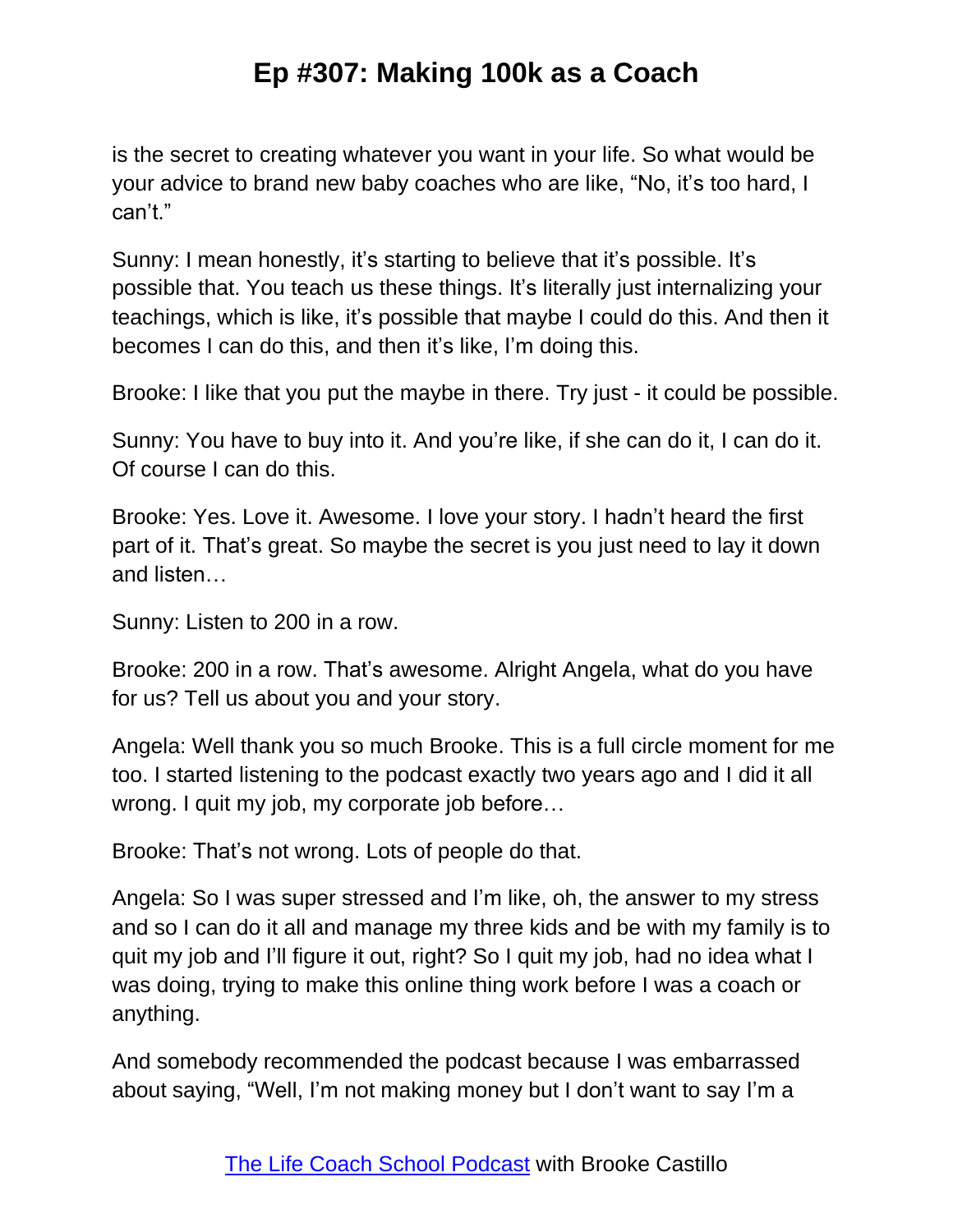is the secret to creating whatever you want in your life. So what would be your advice to brand new baby coaches who are like, "No, it's too hard, I can't."

Sunny: I mean honestly, it's starting to believe that it's possible. It's possible that. You teach us these things. It's literally just internalizing your teachings, which is like, it's possible that maybe I could do this. And then it becomes I can do this, and then it's like, I'm doing this.

Brooke: I like that you put the maybe in there. Try just - it could be possible.

Sunny: You have to buy into it. And you're like, if she can do it, I can do it. Of course I can do this.

Brooke: Yes. Love it. Awesome. I love your story. I hadn't heard the first part of it. That's great. So maybe the secret is you just need to lay it down and listen…

Sunny: Listen to 200 in a row.

Brooke: 200 in a row. That's awesome. Alright Angela, what do you have for us? Tell us about you and your story.

Angela: Well thank you so much Brooke. This is a full circle moment for me too. I started listening to the podcast exactly two years ago and I did it all wrong. I quit my job, my corporate job before…

Brooke: That's not wrong. Lots of people do that.

Angela: So I was super stressed and I'm like, oh, the answer to my stress and so I can do it all and manage my three kids and be with my family is to quit my job and I'll figure it out, right? So I quit my job, had no idea what I was doing, trying to make this online thing work before I was a coach or anything.

And somebody recommended the podcast because I was embarrassed about saying, "Well, I'm not making money but I don't want to say I'm a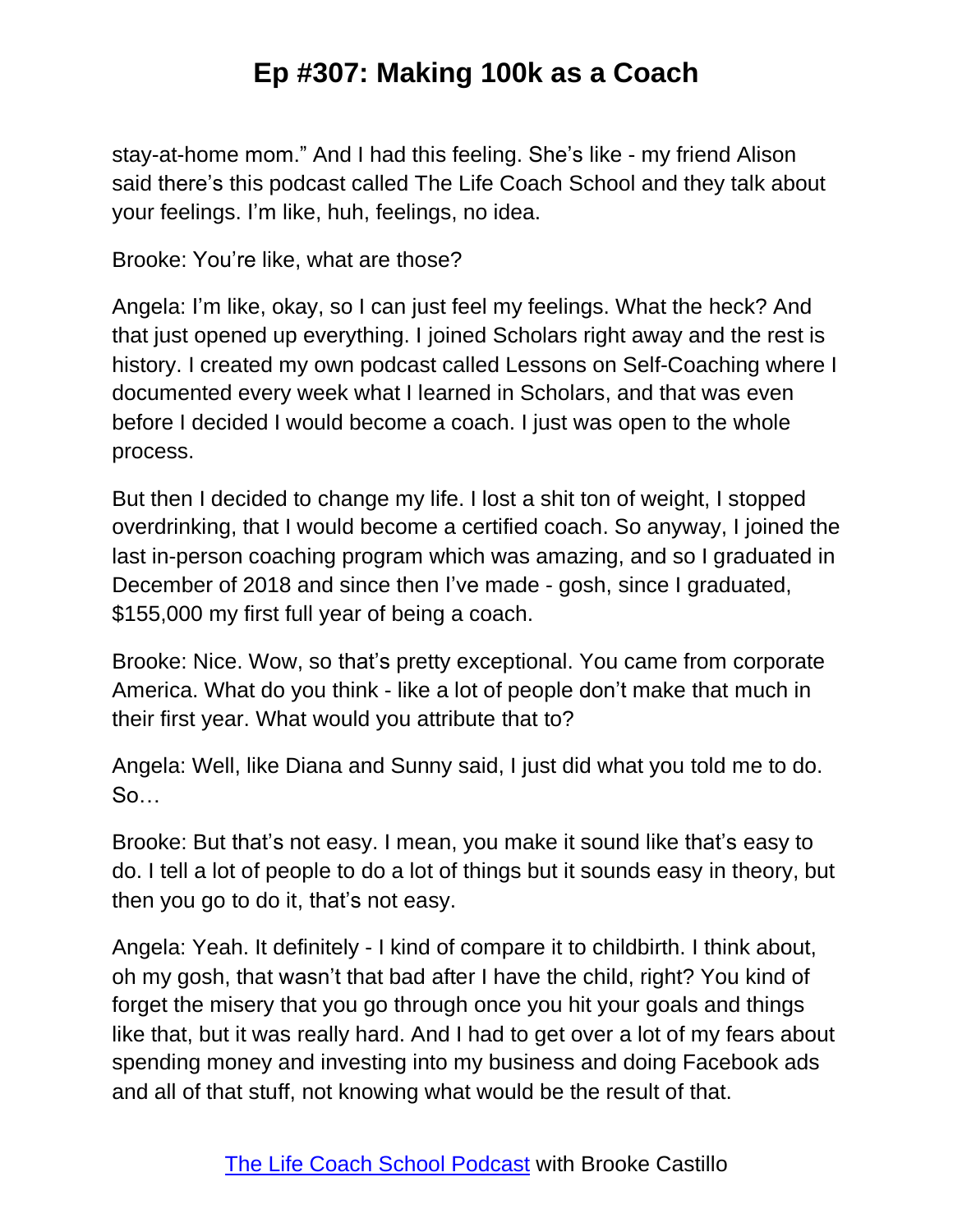stay-at-home mom." And I had this feeling. She's like - my friend Alison said there's this podcast called The Life Coach School and they talk about your feelings. I'm like, huh, feelings, no idea.

Brooke: You're like, what are those?

Angela: I'm like, okay, so I can just feel my feelings. What the heck? And that just opened up everything. I joined Scholars right away and the rest is history. I created my own podcast called Lessons on Self-Coaching where I documented every week what I learned in Scholars, and that was even before I decided I would become a coach. I just was open to the whole process.

But then I decided to change my life. I lost a shit ton of weight, I stopped overdrinking, that I would become a certified coach. So anyway, I joined the last in-person coaching program which was amazing, and so I graduated in December of 2018 and since then I've made - gosh, since I graduated, $155,000 my first full year of being a coach.

Brooke: Nice. Wow, so that's pretty exceptional. You came from corporate America. What do you think - like a lot of people don't make that much in their first year. What would you attribute that to?

Angela: Well, like Diana and Sunny said, I just did what you told me to do. So…

Brooke: But that's not easy. I mean, you make it sound like that's easy to do. I tell a lot of people to do a lot of things but it sounds easy in theory, but then you go to do it, that's not easy.

Angela: Yeah. It definitely - I kind of compare it to childbirth. I think about, oh my gosh, that wasn't that bad after I have the child, right? You kind of forget the misery that you go through once you hit your goals and things like that, but it was really hard. And I had to get over a lot of my fears about spending money and investing into my business and doing Facebook ads and all of that stuff, not knowing what would be the result of that.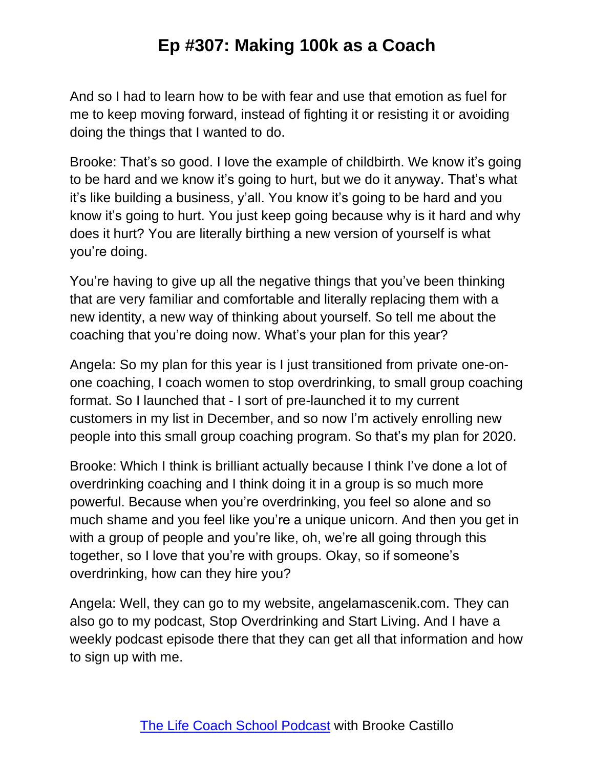And so I had to learn how to be with fear and use that emotion as fuel for me to keep moving forward, instead of fighting it or resisting it or avoiding doing the things that I wanted to do.

Brooke: That's so good. I love the example of childbirth. We know it's going to be hard and we know it's going to hurt, but we do it anyway. That's what it's like building a business, y'all. You know it's going to be hard and you know it's going to hurt. You just keep going because why is it hard and why does it hurt? You are literally birthing a new version of yourself is what you're doing.

You're having to give up all the negative things that you've been thinking that are very familiar and comfortable and literally replacing them with a new identity, a new way of thinking about yourself. So tell me about the coaching that you're doing now. What's your plan for this year?

Angela: So my plan for this year is I just transitioned from private one-on-one coaching, I coach women to stop overdrinking, to small group coaching format. So I launched that - I sort of pre-launched it to my current customers in my list in December, and so now I'm actively enrolling new people into this small group coaching program. So that's my plan for 2020.

Brooke: Which I think is brilliant actually because I think I've done a lot of overdrinking coaching and I think doing it in a group is so much more powerful. Because when you're overdrinking, you feel so alone and so much shame and you feel like you're a unique unicorn. And then you get in with a group of people and you're like, oh, we're all going through this together, so I love that you're with groups. Okay, so if someone's overdrinking, how can they hire you?

Angela: Well, they can go to my website, angelamascenik.com. They can also go to my podcast, Stop Overdrinking and Start Living. And I have a weekly podcast episode there that they can get all that information and how to sign up with me.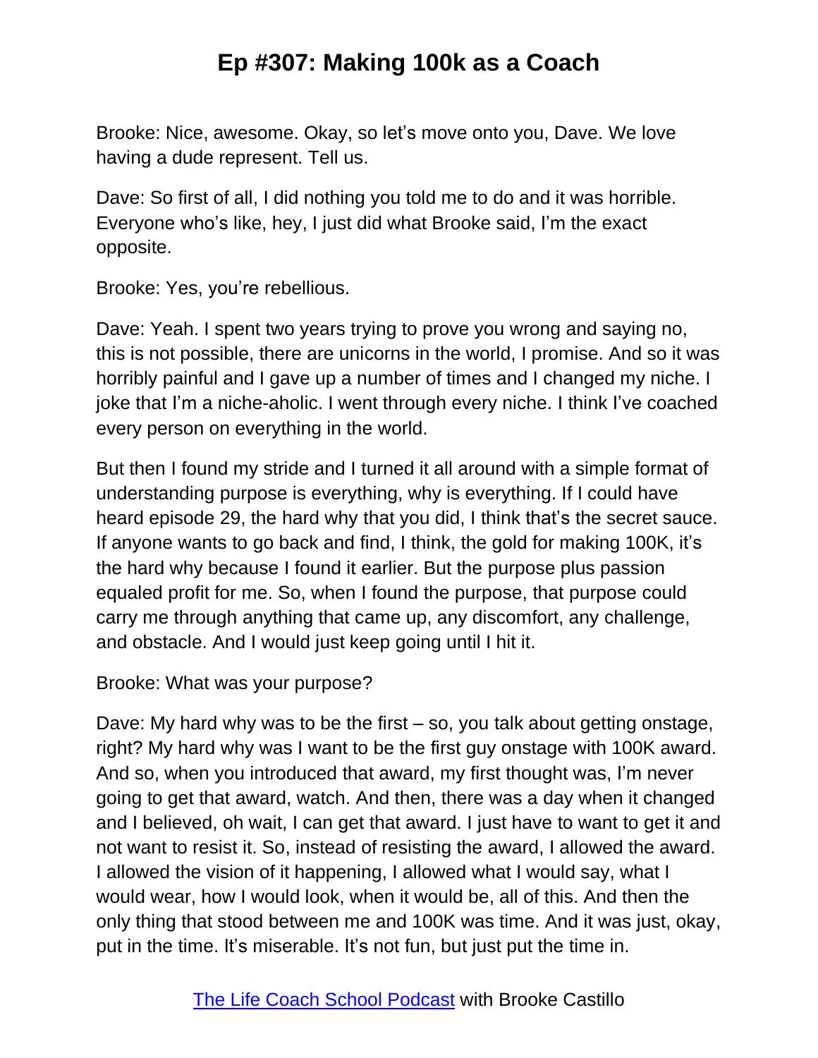Brooke: Nice, awesome. Okay, so let's move onto you, Dave. We love having a dude represent. Tell us.

Dave: So first of all, I did nothing you told me to do and it was horrible. Everyone who's like, hey, I just did what Brooke said, I'm the exact opposite.

Brooke: Yes, you're rebellious.

Dave: Yeah. I spent two years trying to prove you wrong and saying no, this is not possible, there are unicorns in the world, I promise. And so it was horribly painful and I gave up a number of times and I changed my niche. I joke that I'm a niche-aholic. I went through every niche. I think I've coached every person on everything in the world.

But then I found my stride and I turned it all around with a simple format of understanding purpose is everything, why is everything. If I could have heard episode 29, the hard why that you did, I think that's the secret sauce. If anyone wants to go back and find, I think, the gold for making 100K, it's the hard why because I found it earlier. But the purpose plus passion equaled profit for me. So, when I found the purpose, that purpose could carry me through anything that came up, any discomfort, any challenge, and obstacle. And I would just keep going until I hit it.

Brooke: What was your purpose?

Dave: My hard why was to be the first – so, you talk about getting onstage, right? My hard why was I want to be the first guy onstage with 100K award. And so, when you introduced that award, my first thought was, I'm never going to get that award, watch. And then, there was a day when it changed and I believed, oh wait, I can get that award. I just have to want to get it and not want to resist it. So, instead of resisting the award, I allowed the award. I allowed the vision of it happening, I allowed what I would say, what I would wear, how I would look, when it would be, all of this. And then the only thing that stood between me and 100K was time. And it was just, okay, put in the time. It's miserable. It's not fun, but just put the time in.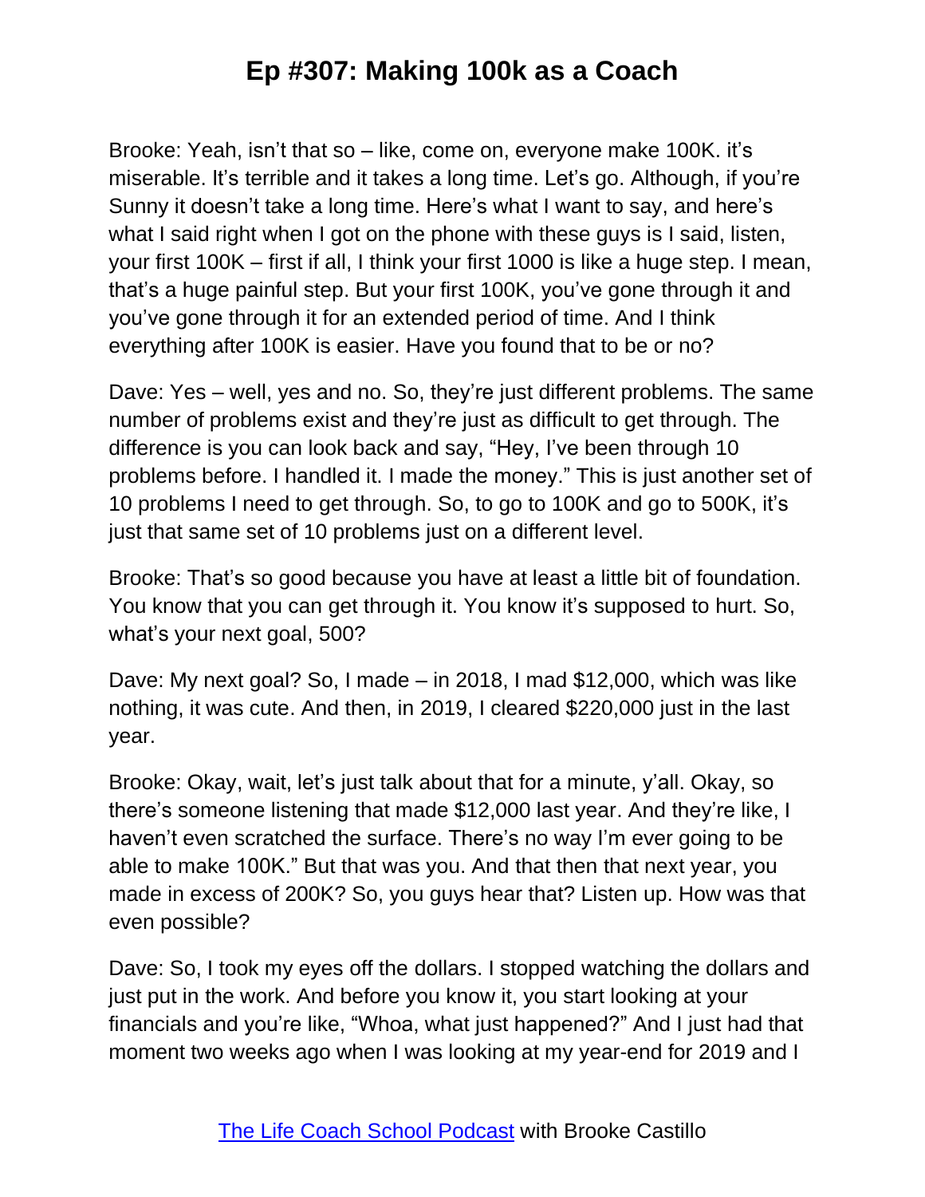Brooke: Yeah, isn't that so – like, come on, everyone make 100K. it's miserable. It's terrible and it takes a long time. Let's go. Although, if you're Sunny it doesn't take a long time. Here's what I want to say, and here's what I said right when I got on the phone with these guys is I said, listen, your first 100K – first if all, I think your first 1000 is like a huge step. I mean, that's a huge painful step. But your first 100K, you've gone through it and you've gone through it for an extended period of time. And I think everything after 100K is easier. Have you found that to be or no?

Dave: Yes – well, yes and no. So, they're just different problems. The same number of problems exist and they're just as difficult to get through. The difference is you can look back and say, "Hey, I've been through 10 problems before. I handled it. I made the money." This is just another set of 10 problems I need to get through. So, to go to 100K and go to 500K, it's just that same set of 10 problems just on a different level.

Brooke: That's so good because you have at least a little bit of foundation. You know that you can get through it. You know it's supposed to hurt. So, what's your next goal, 500?

Dave: My next goal? So, I made – in 2018, I mad $12,000, which was like nothing, it was cute. And then, in 2019, I cleared $220,000 just in the last year.

Brooke: Okay, wait, let's just talk about that for a minute, y'all. Okay, so there's someone listening that made $12,000 last year. And they're like, I haven't even scratched the surface. There's no way I'm ever going to be able to make 100K." But that was you. And that then that next year, you made in excess of 200K? So, you guys hear that? Listen up. How was that even possible?

Dave: So, I took my eyes off the dollars. I stopped watching the dollars and just put in the work. And before you know it, you start looking at your financials and you're like, "Whoa, what just happened?" And I just had that moment two weeks ago when I was looking at my year-end for 2019 and I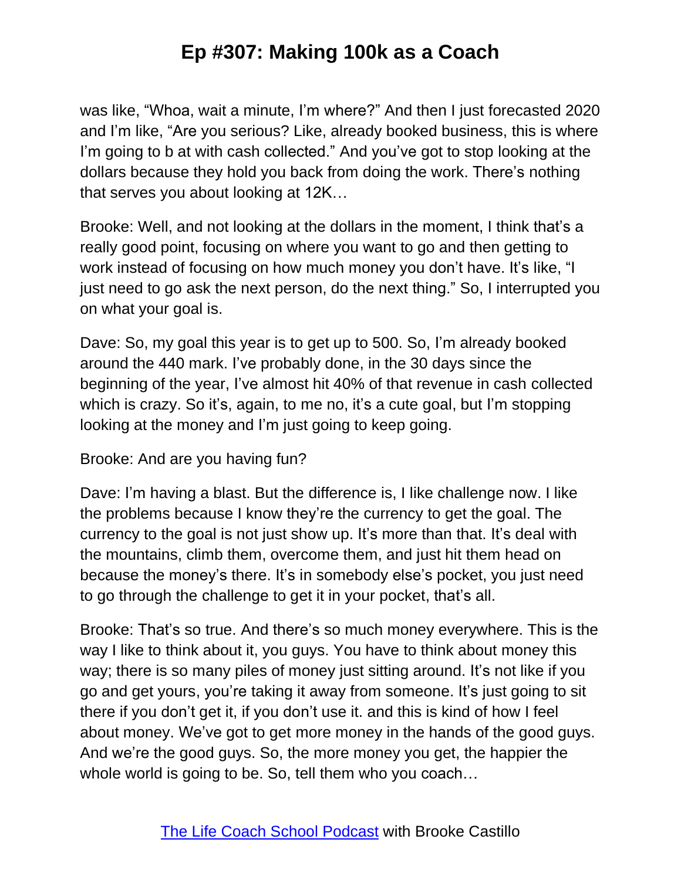was like, "Whoa, wait a minute, I'm where?" And then I just forecasted 2020 and I'm like, "Are you serious? Like, already booked business, this is where I'm going to b at with cash collected." And you've got to stop looking at the dollars because they hold you back from doing the work. There's nothing that serves you about looking at 12K…

Brooke: Well, and not looking at the dollars in the moment, I think that's a really good point, focusing on where you want to go and then getting to work instead of focusing on how much money you don't have. It's like, "I just need to go ask the next person, do the next thing." So, I interrupted you on what your goal is.

Dave: So, my goal this year is to get up to 500. So, I'm already booked around the 440 mark. I've probably done, in the 30 days since the beginning of the year, I've almost hit 40% of that revenue in cash collected which is crazy. So it's, again, to me no, it's a cute goal, but I'm stopping looking at the money and I'm just going to keep going.

Brooke: And are you having fun?

Dave: I'm having a blast. But the difference is, I like challenge now. I like the problems because I know they're the currency to get the goal. The currency to the goal is not just show up. It's more than that. It's deal with the mountains, climb them, overcome them, and just hit them head on because the money's there. It's in somebody else's pocket, you just need to go through the challenge to get it in your pocket, that's all.

Brooke: That's so true. And there's so much money everywhere. This is the way I like to think about it, you guys. You have to think about money this way; there is so many piles of money just sitting around. It's not like if you go and get yours, you're taking it away from someone. It's just going to sit there if you don't get it, if you don't use it. and this is kind of how I feel about money. We've got to get more money in the hands of the good guys. And we're the good guys. So, the more money you get, the happier the whole world is going to be. So, tell them who you coach…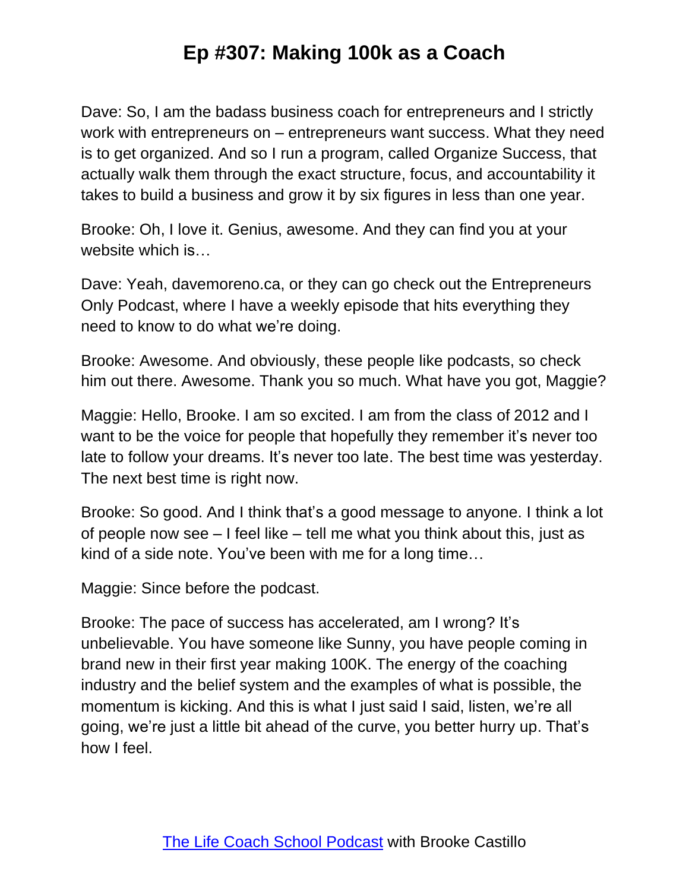Dave: So, I am the badass business coach for entrepreneurs and I strictly work with entrepreneurs on – entrepreneurs want success. What they need is to get organized. And so I run a program, called Organize Success, that actually walk them through the exact structure, focus, and accountability it takes to build a business and grow it by six figures in less than one year.

Brooke: Oh, I love it. Genius, awesome. And they can find you at your website which is…

Dave: Yeah, davemoreno.ca, or they can go check out the Entrepreneurs Only Podcast, where I have a weekly episode that hits everything they need to know to do what we're doing.

Brooke: Awesome. And obviously, these people like podcasts, so check him out there. Awesome. Thank you so much. What have you got, Maggie?

Maggie: Hello, Brooke. I am so excited. I am from the class of 2012 and I want to be the voice for people that hopefully they remember it's never too late to follow your dreams. It's never too late. The best time was yesterday. The next best time is right now.

Brooke: So good. And I think that's a good message to anyone. I think a lot of people now see – I feel like – tell me what you think about this, just as kind of a side note. You've been with me for a long time…

Maggie: Since before the podcast.

Brooke: The pace of success has accelerated, am I wrong? It's unbelievable. You have someone like Sunny, you have people coming in brand new in their first year making 100K. The energy of the coaching industry and the belief system and the examples of what is possible, the momentum is kicking. And this is what I just said I said, listen, we're all going, we're just a little bit ahead of the curve, you better hurry up. That's how I feel.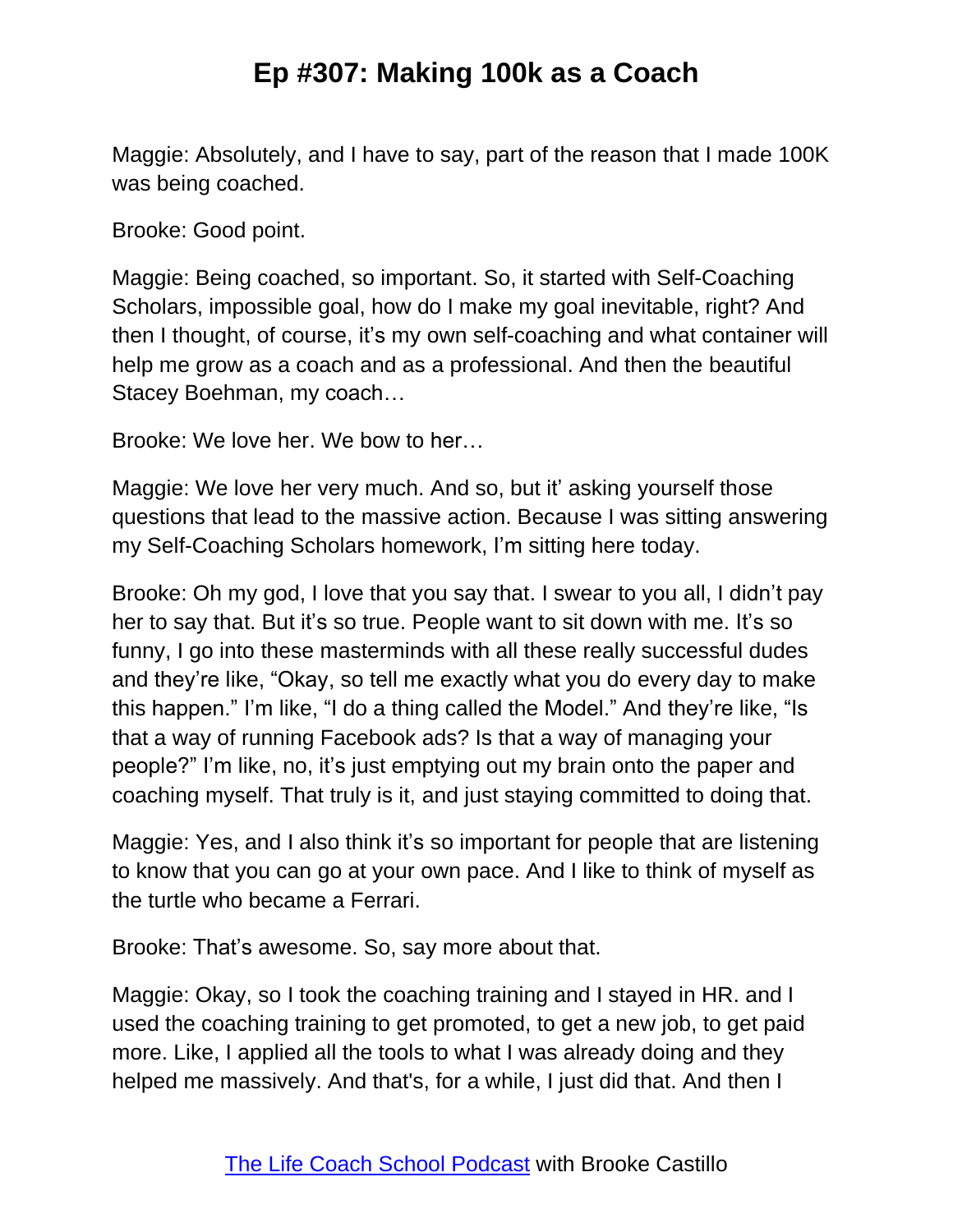Maggie: Absolutely, and I have to say, part of the reason that I made 100K was being coached.

Brooke: Good point.

Maggie: Being coached, so important. So, it started with Self-Coaching Scholars, impossible goal, how do I make my goal inevitable, right? And then I thought, of course, it's my own self-coaching and what container will help me grow as a coach and as a professional. And then the beautiful Stacey Boehman, my coach…

Brooke: We love her. We bow to her…

Maggie: We love her very much. And so, but it' asking yourself those questions that lead to the massive action. Because I was sitting answering my Self-Coaching Scholars homework, I'm sitting here today.

Brooke: Oh my god, I love that you say that. I swear to you all, I didn't pay her to say that. But it's so true. People want to sit down with me. It's so funny, I go into these masterminds with all these really successful dudes and they're like, "Okay, so tell me exactly what you do every day to make this happen." I'm like, "I do a thing called the Model." And they're like, "Is that a way of running Facebook ads? Is that a way of managing your people?" I'm like, no, it's just emptying out my brain onto the paper and coaching myself. That truly is it, and just staying committed to doing that.

Maggie: Yes, and I also think it's so important for people that are listening to know that you can go at your own pace. And I like to think of myself as the turtle who became a Ferrari.

Brooke: That's awesome. So, say more about that.

Maggie: Okay, so I took the coaching training and I stayed in HR. and I used the coaching training to get promoted, to get a new job, to get paid more. Like, I applied all the tools to what I was already doing and they helped me massively. And that's, for a while, I just did that. And then I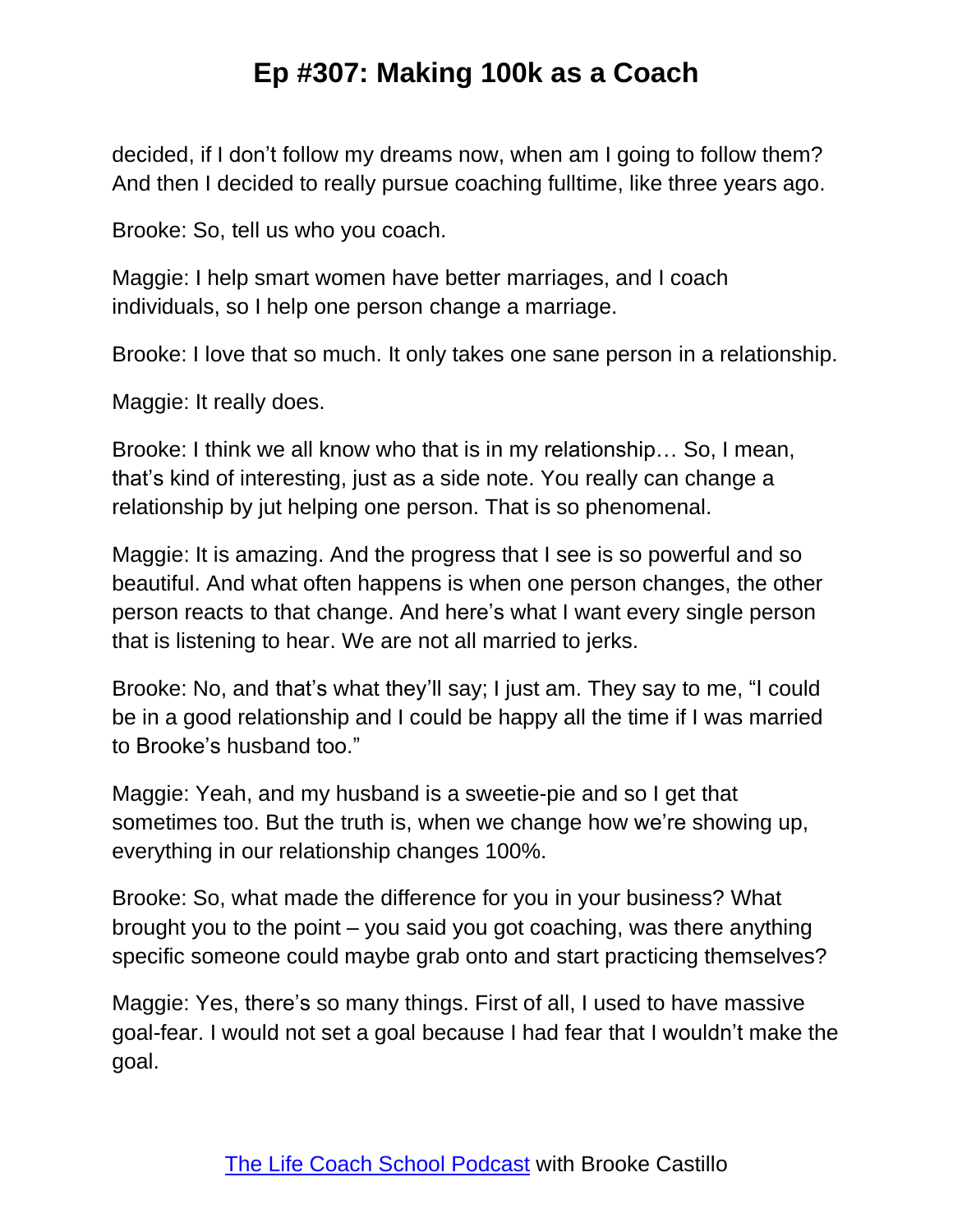decided, if I don't follow my dreams now, when am I going to follow them? And then I decided to really pursue coaching fulltime, like three years ago.

Brooke: So, tell us who you coach.

Maggie: I help smart women have better marriages, and I coach individuals, so I help one person change a marriage.

Brooke: I love that so much. It only takes one sane person in a relationship.

Maggie: It really does.

Brooke: I think we all know who that is in my relationship… So, I mean, that's kind of interesting, just as a side note. You really can change a relationship by jut helping one person. That is so phenomenal.

Maggie: It is amazing. And the progress that I see is so powerful and so beautiful. And what often happens is when one person changes, the other person reacts to that change. And here's what I want every single person that is listening to hear. We are not all married to jerks.

Brooke: No, and that's what they'll say; I just am. They say to me, "I could be in a good relationship and I could be happy all the time if I was married to Brooke's husband too."

Maggie: Yeah, and my husband is a sweetie-pie and so I get that sometimes too. But the truth is, when we change how we're showing up, everything in our relationship changes 100%.

Brooke: So, what made the difference for you in your business? What brought you to the point – you said you got coaching, was there anything specific someone could maybe grab onto and start practicing themselves?

Maggie: Yes, there's so many things. First of all, I used to have massive goal-fear. I would not set a goal because I had fear that I wouldn't make the goal.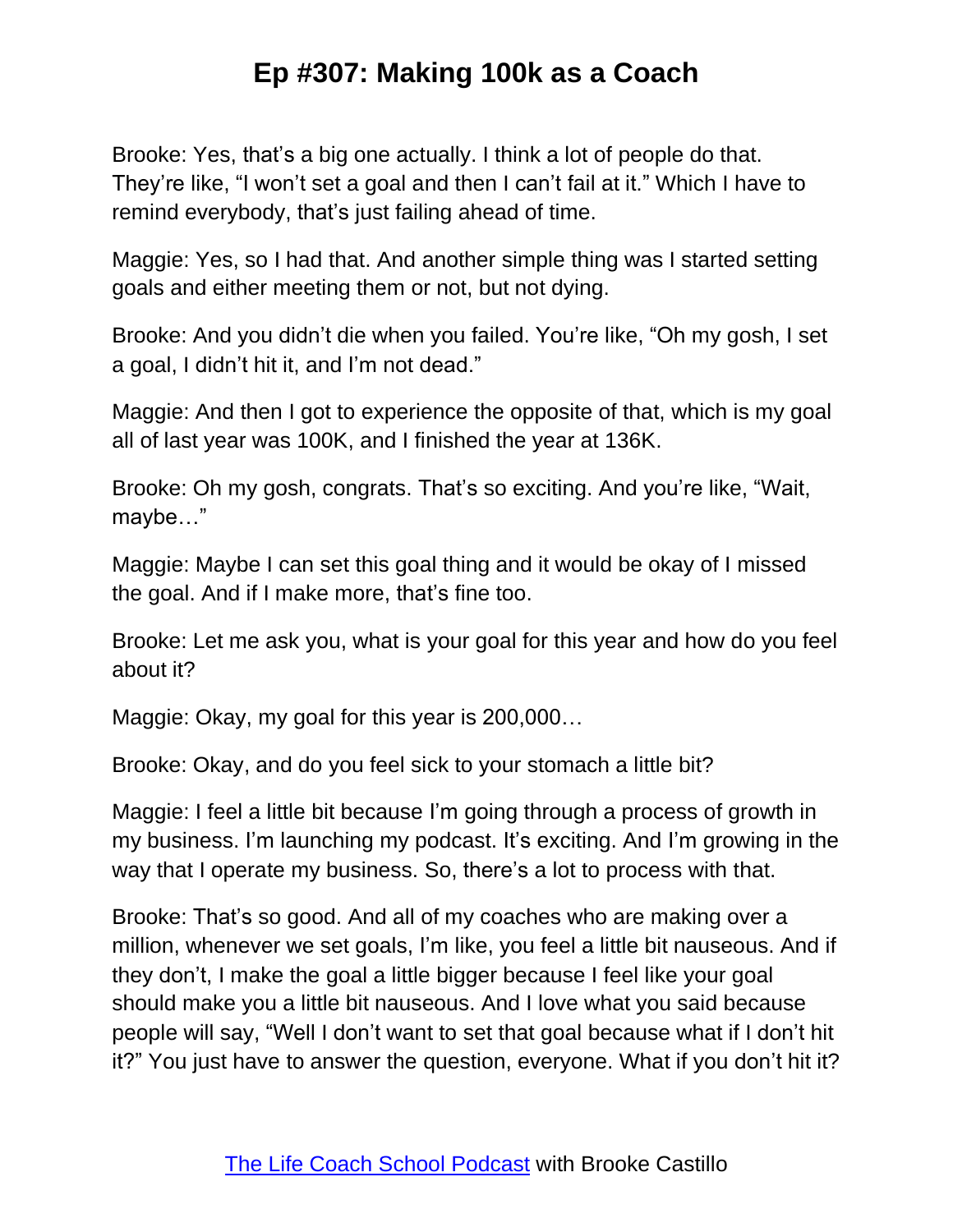Brooke: Yes, that's a big one actually. I think a lot of people do that. They're like, "I won't set a goal and then I can't fail at it." Which I have to remind everybody, that's just failing ahead of time.

Maggie: Yes, so I had that. And another simple thing was I started setting goals and either meeting them or not, but not dying.

Brooke: And you didn't die when you failed. You're like, "Oh my gosh, I set a goal, I didn't hit it, and I'm not dead."

Maggie: And then I got to experience the opposite of that, which is my goal all of last year was 100K, and I finished the year at 136K.

Brooke: Oh my gosh, congrats. That's so exciting. And you're like, "Wait, maybe…"

Maggie: Maybe I can set this goal thing and it would be okay of I missed the goal. And if I make more, that's fine too.

Brooke: Let me ask you, what is your goal for this year and how do you feel about it?

Maggie: Okay, my goal for this year is 200,000…

Brooke: Okay, and do you feel sick to your stomach a little bit?

Maggie: I feel a little bit because I'm going through a process of growth in my business. I'm launching my podcast. It's exciting. And I'm growing in the way that I operate my business. So, there's a lot to process with that.

Brooke: That's so good. And all of my coaches who are making over a million, whenever we set goals, I'm like, you feel a little bit nauseous. And if they don't, I make the goal a little bigger because I feel like your goal should make you a little bit nauseous. And I love what you said because people will say, "Well I don't want to set that goal because what if I don't hit it?" You just have to answer the question, everyone. What if you don't hit it?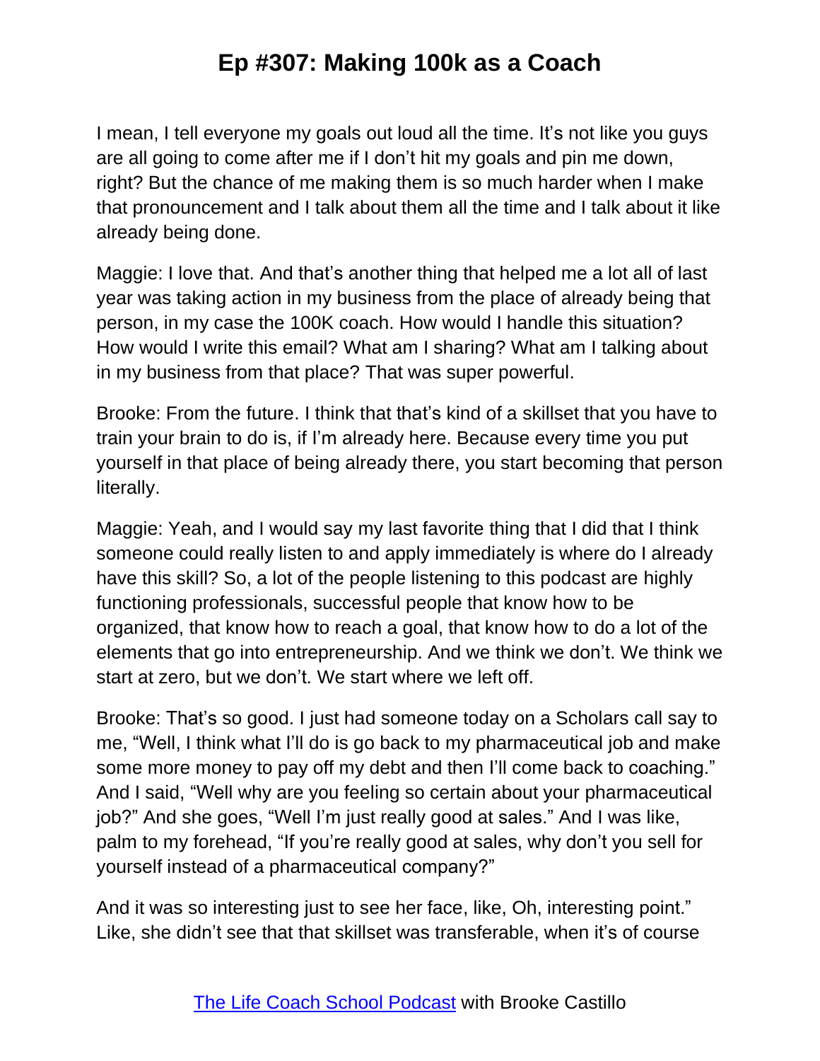I mean, I tell everyone my goals out loud all the time. It's not like you guys are all going to come after me if I don't hit my goals and pin me down, right? But the chance of me making them is so much harder when I make that pronouncement and I talk about them all the time and I talk about it like already being done.

Maggie: I love that. And that's another thing that helped me a lot all of last year was taking action in my business from the place of already being that person, in my case the 100K coach. How would I handle this situation? How would I write this email? What am I sharing? What am I talking about in my business from that place? That was super powerful.

Brooke: From the future. I think that that's kind of a skillset that you have to train your brain to do is, if I'm already here. Because every time you put yourself in that place of being already there, you start becoming that person literally.

Maggie: Yeah, and I would say my last favorite thing that I did that I think someone could really listen to and apply immediately is where do I already have this skill? So, a lot of the people listening to this podcast are highly functioning professionals, successful people that know how to be organized, that know how to reach a goal, that know how to do a lot of the elements that go into entrepreneurship. And we think we don't. We think we start at zero, but we don't. We start where we left off.

Brooke: That's so good. I just had someone today on a Scholars call say to me, "Well, I think what I'll do is go back to my pharmaceutical job and make some more money to pay off my debt and then I'll come back to coaching." And I said, "Well why are you feeling so certain about your pharmaceutical job?" And she goes, "Well I'm just really good at sales." And I was like, palm to my forehead, "If you're really good at sales, why don't you sell for yourself instead of a pharmaceutical company?"

And it was so interesting just to see her face, like, Oh, interesting point." Like, she didn't see that that skillset was transferable, when it's of course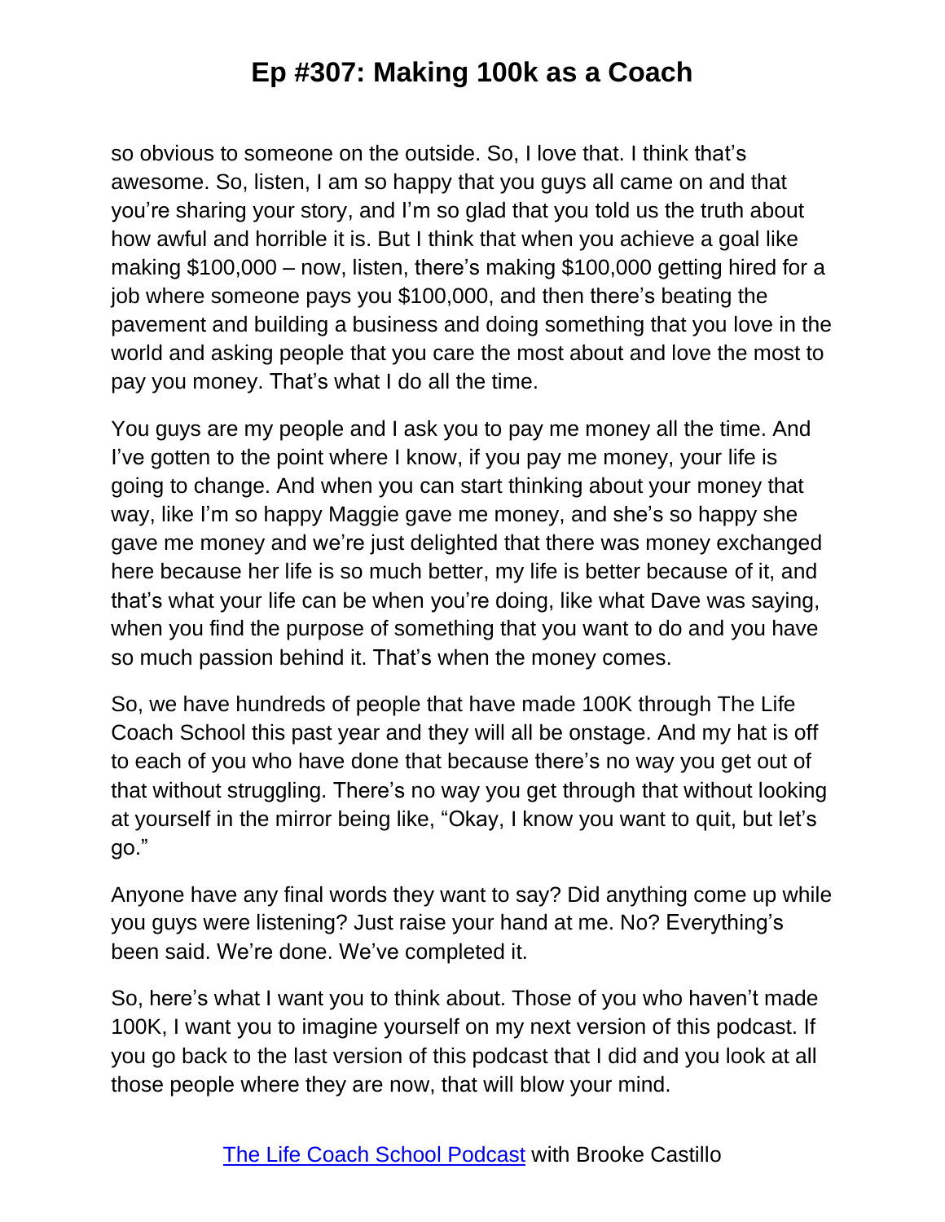so obvious to someone on the outside. So, I love that. I think that's awesome. So, listen, I am so happy that you guys all came on and that you're sharing your story, and I'm so glad that you told us the truth about how awful and horrible it is. But I think that when you achieve a goal like making $100,000 – now, listen, there's making $100,000 getting hired for a job where someone pays you $100,000, and then there's beating the pavement and building a business and doing something that you love in the world and asking people that you care the most about and love the most to pay you money. That's what I do all the time.

You guys are my people and I ask you to pay me money all the time. And I've gotten to the point where I know, if you pay me money, your life is going to change. And when you can start thinking about your money that way, like I'm so happy Maggie gave me money, and she's so happy she gave me money and we're just delighted that there was money exchanged here because her life is so much better, my life is better because of it, and that's what your life can be when you're doing, like what Dave was saying, when you find the purpose of something that you want to do and you have so much passion behind it. That's when the money comes.

So, we have hundreds of people that have made 100K through The Life Coach School this past year and they will all be onstage. And my hat is off to each of you who have done that because there's no way you get out of that without struggling. There's no way you get through that without looking at yourself in the mirror being like, "Okay, I know you want to quit, but let's go."

Anyone have any final words they want to say? Did anything come up while you guys were listening? Just raise your hand at me. No? Everything's been said. We're done. We've completed it.

So, here's what I want you to think about. Those of you who haven't made 100K, I want you to imagine yourself on my next version of this podcast. If you go back to the last version of this podcast that I did and you look at all those people where they are now, that will blow your mind.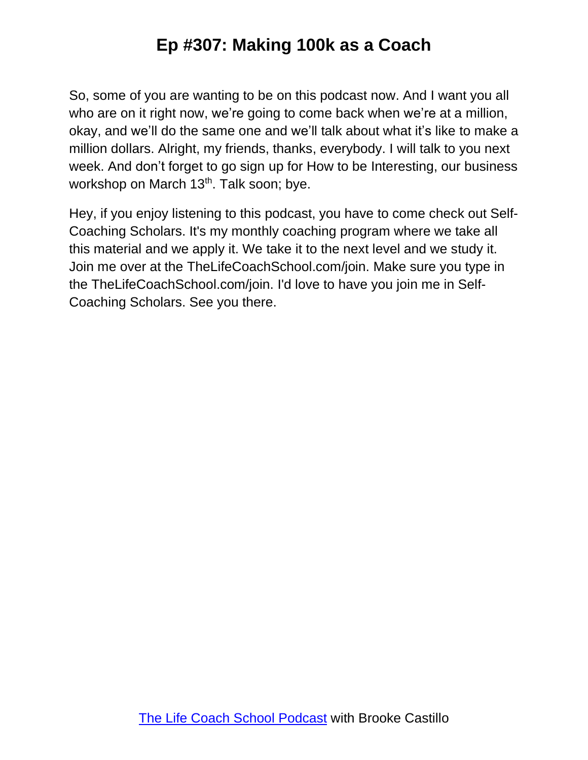So, some of you are wanting to be on this podcast now. And I want you all who are on it right now, we're going to come back when we're at a million, okay, and we'll do the same one and we'll talk about what it's like to make a million dollars. Alright, my friends, thanks, everybody. I will talk to you next week. And don't forget to go sign up for How to be Interesting, our business workshop on March 13th. Talk soon; bye.

Hey, if you enjoy listening to this podcast, you have to come check out Self-Coaching Scholars. It's my monthly coaching program where we take all this material and we apply it. We take it to the next level and we study it. Join me over at the TheLifeCoachSchool.com/join. Make sure you type in the TheLifeCoachSchool.com/join. I'd love to have you join me in Self-Coaching Scholars. See you there.